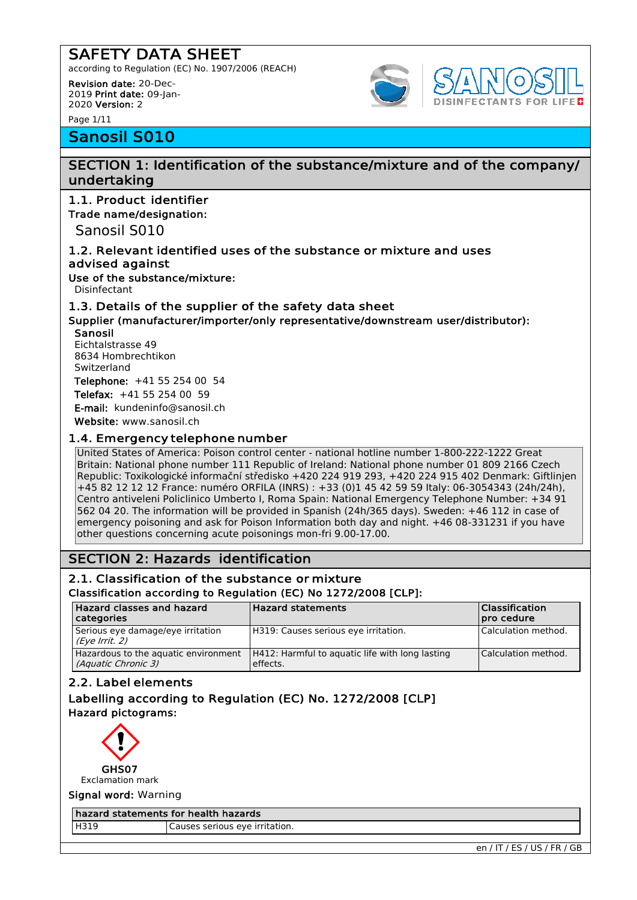# SAFETY DATA SHEET

according to Regulation (EC) No. 1907/2006 (REACH)

**Revision date:** 20-Dec-2019 **Print date:** 09-Jan-2020 **Version:** 2

# Sanosil S010

## SECTION 1: Identification of the substance/mixture and of the company/ undertaking

### 1.1. Product identifier

**Trade name/designation:**

Sanosil S010

### 1.2. Relevant identified uses of the substance or mixture and uses advised against

**Use of the substance/mixture:**

Disinfectant

### 1.3. Details of the supplier of the safety data sheet

**Supplier (manufacturer/importer/only representative/downstream user/distributor):**

**Sanosil**
Eichtalstrasse 49
8634 Hombrechtikon
Switzerland

**Telephone:** +41 55 254 00 54

**Telefax:** +41 55 254 00 59

**E-mail:** kundeninfo@sanosil.ch

**Website:** www.sanosil.ch

### 1.4. Emergency telephone number

United States of America: Poison control center - national hotline number 1-800-222-1222 Great Britain: National phone number 111 Republic of Ireland: National phone number 01 809 2166 Czech Republic: Toxikologické informační středisko +420 224 919 293, +420 224 915 402 Denmark: Giftlinjen +45 82 12 12 12 France: numéro ORFILA (INRS) : +33 (0)1 45 42 59 59 Italy: 06-3054343 (24h/24h), Centro antiveleni Policlinico Umberto I, Roma Spain: National Emergency Telephone Number: +34 91 562 04 20. The information will be provided in Spanish (24h/365 days). Sweden: +46 112 in case of emergency poisoning and ask for Poison Information both day and night. +46 08-331231 if you have other questions concerning acute poisonings mon-fri 9.00-17.00.

## SECTION 2: Hazards identification

### 2.1. Classification of the substance or mixture

**Classification according to Regulation (EC) No 1272/2008 [CLP]:**

| Hazard classes and hazard categories | Hazard statements | Classification pro cedure |
|---|---|---|
| Serious eye damage/eye irritation *(Eye Irrit. 2)* | H319: Causes serious eye irritation. | Calculation method. |
| Hazardous to the aquatic environment *(Aquatic Chronic 3)* | H412: Harmful to aquatic life with long lasting effects. | Calculation method. |

### 2.2. Label elements

**Labelling according to Regulation (EC) No. 1272/2008 [CLP]**

**Hazard pictograms:**

GHS07
Exclamation mark

**Signal word:** Warning

| hazard statements for health hazards | |
|---|---|
| H319 | Causes serious eye irritation. |

en / IT / ES / US / FR / GB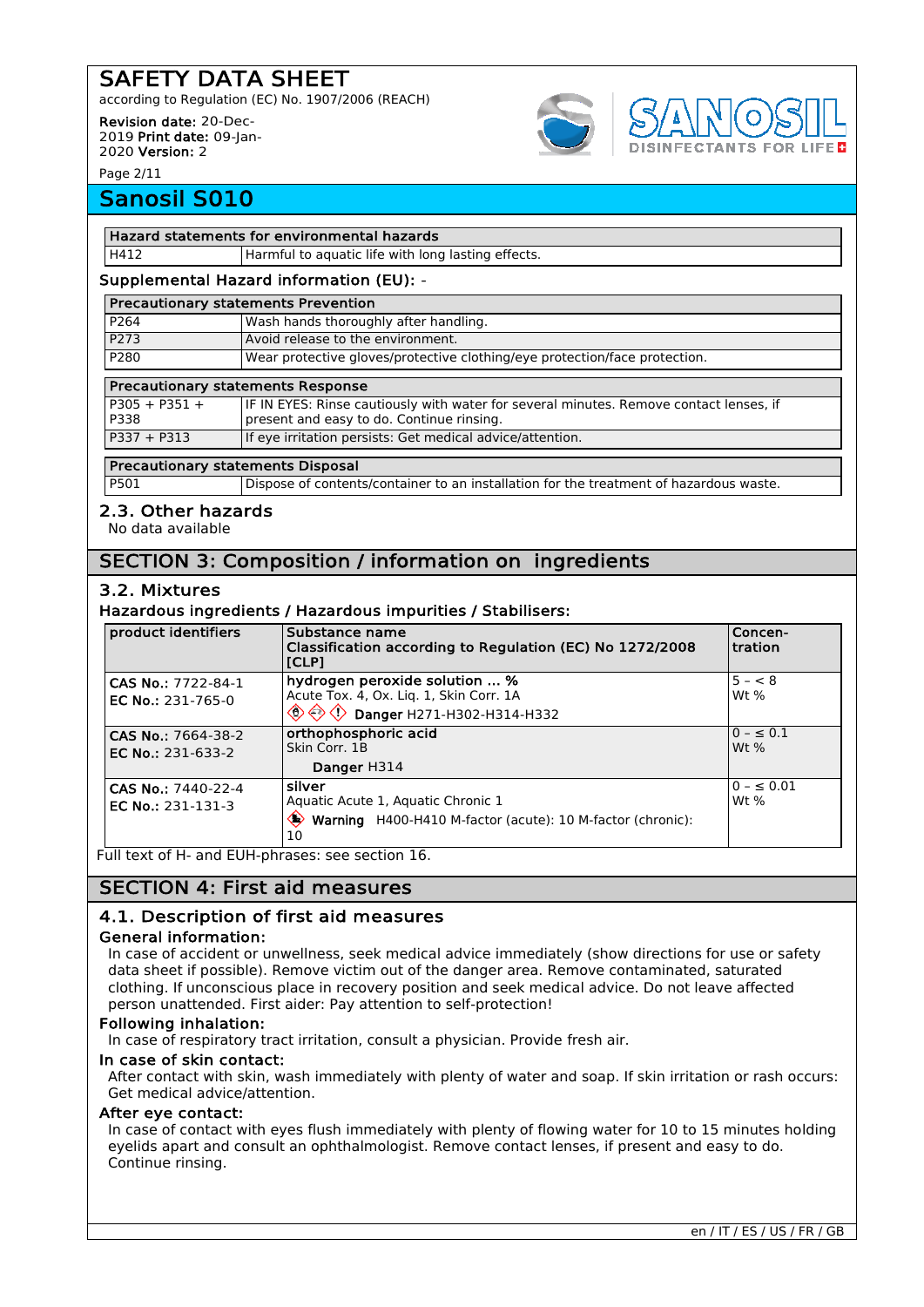# Sanosil S010

| Hazard statements for environmental hazards | |
| --- | --- |
| H412 | Harmful to aquatic life with long lasting effects. |

**Supplemental Hazard information (EU):** -

| Precautionary statements Prevention | |
| --- | --- |
| P264 | Wash hands thoroughly after handling. |
| P273 | Avoid release to the environment. |
| P280 | Wear protective gloves/protective clothing/eye protection/face protection. |

| Precautionary statements Response | |
| --- | --- |
| P305 + P351 + P338 | IF IN EYES: Rinse cautiously with water for several minutes. Remove contact lenses, if present and easy to do. Continue rinsing. |
| P337 + P313 | If eye irritation persists: Get medical advice/attention. |

| Precautionary statements Disposal | |
| --- | --- |
| P501 | Dispose of contents/container to an installation for the treatment of hazardous waste. |

## 2.3. Other hazards

No data available

## SECTION 3: Composition / information on ingredients

### 3.2. Mixtures

**Hazardous ingredients / Hazardous impurities / Stabilisers:**

| product identifiers | Substance name<br>Classification according to Regulation (EC) No 1272/2008 [CLP] | Concen-tration |
| --- | --- | --- |
| **CAS No.:** 7722-84-1<br>**EC No.:** 231-765-0 | **hydrogen peroxide solution ... %**<br>Acute Tox. 4, Ox. Liq. 1, Skin Corr. 1A<br>**Danger** H271-H302-H314-H332 | 5 - < 8<br>Wt % |
| **CAS No.:** 7664-38-2<br>**EC No.:** 231-633-2 | **orthophosphoric acid**<br>Skin Corr. 1B<br>**Danger** H314 | 0 - ≤ 0.1<br>Wt % |
| **CAS No.:** 7440-22-4<br>**EC No.:** 231-131-3 | **silver**<br>Aquatic Acute 1, Aquatic Chronic 1<br>**Warning** H400-H410 M-factor (acute): 10 M-factor (chronic): 10 | 0 - ≤ 0.01<br>Wt % |

Full text of H- and EUH-phrases: see section 16.

## SECTION 4: First aid measures

### 4.1. Description of first aid measures

**General information:**

In case of accident or unwellness, seek medical advice immediately (show directions for use or safety data sheet if possible). Remove victim out of the danger area. Remove contaminated, saturated clothing. If unconscious place in recovery position and seek medical advice. Do not leave affected person unattended. First aider: Pay attention to self-protection!

**Following inhalation:**

In case of respiratory tract irritation, consult a physician. Provide fresh air.

**In case of skin contact:**

After contact with skin, wash immediately with plenty of water and soap. If skin irritation or rash occurs: Get medical advice/attention.

**After eye contact:**

In case of contact with eyes flush immediately with plenty of flowing water for 10 to 15 minutes holding eyelids apart and consult an ophthalmologist. Remove contact lenses, if present and easy to do. Continue rinsing.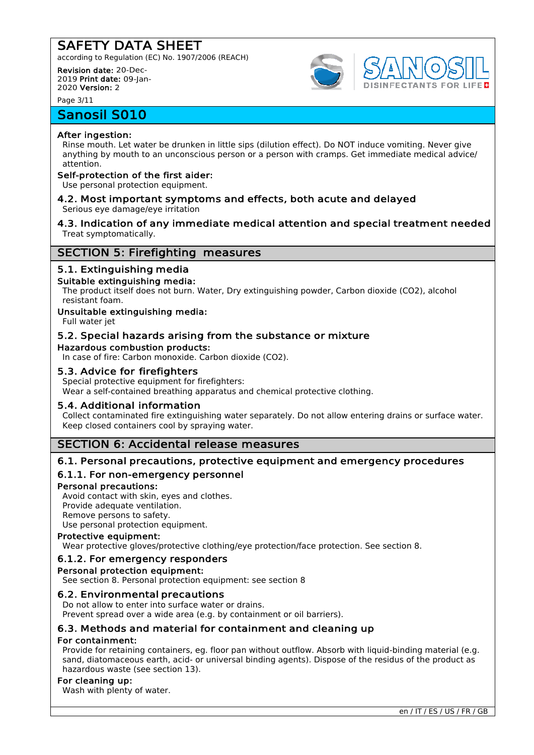**After ingestion:**

Rinse mouth. Let water be drunken in little sips (dilution effect). Do NOT induce vomiting. Never give anything by mouth to an unconscious person or a person with cramps. Get immediate medical advice/ attention.

**Self-protection of the first aider:**

Use personal protection equipment.

### 4.2. Most important symptoms and effects, both acute and delayed

Serious eye damage/eye irritation

### 4.3. Indication of any immediate medical attention and special treatment needed

Treat symptomatically.

## SECTION 5: Firefighting measures

### 5.1. Extinguishing media

**Suitable extinguishing media:**

The product itself does not burn. Water, Dry extinguishing powder, Carbon dioxide ($CO_2$), alcohol resistant foam.

**Unsuitable extinguishing media:**

Full water jet

### 5.2. Special hazards arising from the substance or mixture

**Hazardous combustion products:**

In case of fire: Carbon monoxide. Carbon dioxide ($CO_2$).

### 5.3. Advice for firefighters

Special protective equipment for firefighters:

Wear a self-contained breathing apparatus and chemical protective clothing.

### 5.4. Additional information

Collect contaminated fire extinguishing water separately. Do not allow entering drains or surface water.

Keep closed containers cool by spraying water.

## SECTION 6: Accidental release measures

### 6.1. Personal precautions, protective equipment and emergency procedures

#### 6.1.1. For non-emergency personnel

**Personal precautions:**

Avoid contact with skin, eyes and clothes.

Provide adequate ventilation.

Remove persons to safety.

Use personal protection equipment.

**Protective equipment:**

Wear protective gloves/protective clothing/eye protection/face protection. See section 8.

#### 6.1.2. For emergency responders

**Personal protection equipment:**

See section 8. Personal protection equipment: see section 8

### 6.2. Environmental precautions

Do not allow to enter into surface water or drains.

Prevent spread over a wide area (e.g. by containment or oil barriers).

### 6.3. Methods and material for containment and cleaning up

**For containment:**

Provide for retaining containers, eg. floor pan without outflow. Absorb with liquid-binding material (e.g. sand, diatomaceous earth, acid- or universal binding agents). Dispose of the residus of the product as hazardous waste (see section 13).

**For cleaning up:**

Wash with plenty of water.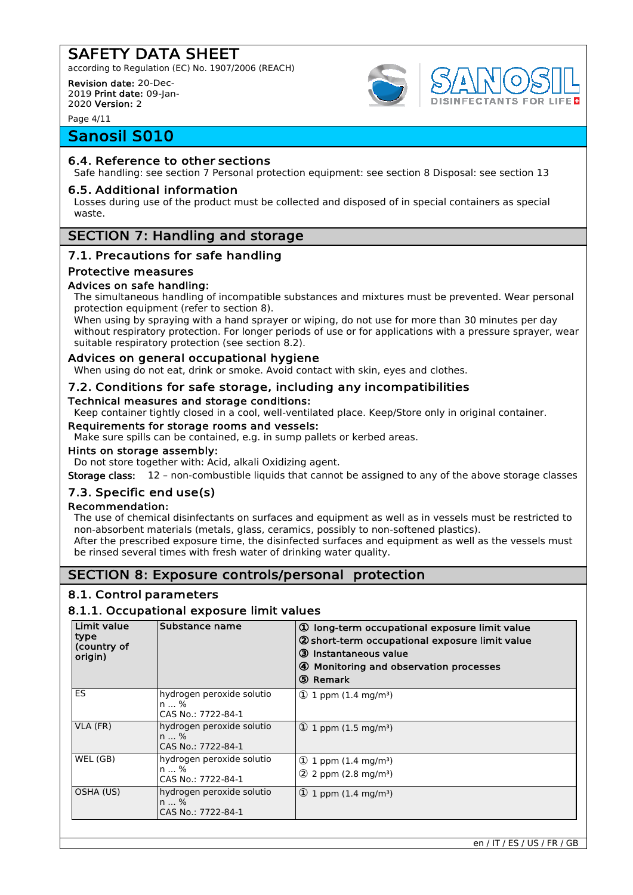## 6.4. Reference to other sections

Safe handling: see section 7 Personal protection equipment: see section 8 Disposal: see section 13

## 6.5. Additional information

Losses during use of the product must be collected and disposed of in special containers as special waste.

# SECTION 7: Handling and storage

## 7.1. Precautions for safe handling

### Protective measures

**Advices on safe handling:**

The simultaneous handling of incompatible substances and mixtures must be prevented. Wear personal protection equipment (refer to section 8).

When using by spraying with a hand sprayer or wiping, do not use for more than 30 minutes per day without respiratory protection. For longer periods of use or for applications with a pressure sprayer, wear suitable respiratory protection (see section 8.2).

### Advices on general occupational hygiene

When using do not eat, drink or smoke. Avoid contact with skin, eyes and clothes.

## 7.2. Conditions for safe storage, including any incompatibilities

**Technical measures and storage conditions:**

Keep container tightly closed in a cool, well-ventilated place. Keep/Store only in original container.

**Requirements for storage rooms and vessels:**

Make sure spills can be contained, e.g. in sump pallets or kerbed areas.

**Hints on storage assembly:**

Do not store together with: Acid, alkali Oxidizing agent.

**Storage class:** 12 – non-combustible liquids that cannot be assigned to any of the above storage classes

## 7.3. Specific end use(s)

**Recommendation:**

The use of chemical disinfectants on surfaces and equipment as well as in vessels must be restricted to non-absorbent materials (metals, glass, ceramics, possibly to non-softened plastics).

After the prescribed exposure time, the disinfected surfaces and equipment as well as the vessels must be rinsed several times with fresh water of drinking water quality.

# SECTION 8: Exposure controls/personal protection

## 8.1. Control parameters

### 8.1.1. Occupational exposure limit values

| Limit value type (country of origin) | Substance name | ① long-term occupational exposure limit value<br>② short-term occupational exposure limit value<br>③ Instantaneous value<br>④ Monitoring and observation processes<br>⑤ Remark |
|---|---|---|
| ES | hydrogen peroxide solution ... %<br>CAS No.: 7722-84-1 | ① 1 ppm (1.4 mg/m³) |
| VLA (FR) | hydrogen peroxide solution ... %<br>CAS No.: 7722-84-1 | ① 1 ppm (1.5 mg/m³) |
| WEL (GB) | hydrogen peroxide solution ... %<br>CAS No.: 7722-84-1 | ① 1 ppm (1.4 mg/m³)<br>② 2 ppm (2.8 mg/m³) |
| OSHA (US) | hydrogen peroxide solution ... %<br>CAS No.: 7722-84-1 | ① 1 ppm (1.4 mg/m³) |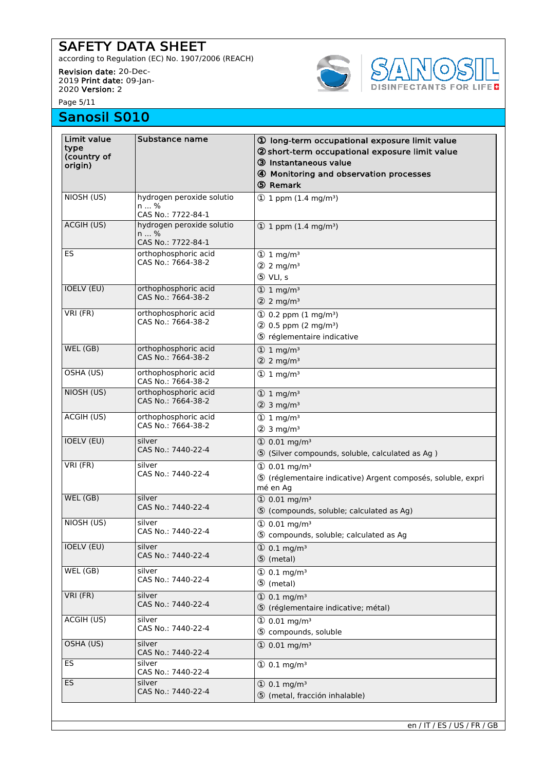## Sanosil S010

| Limit value type (country of origin) | Substance name | ① long-term occupational exposure limit value<br>② short-term occupational exposure limit value<br>③ Instantaneous value<br>④ Monitoring and observation processes<br>⑤ Remark |
|---|---|---|
| NIOSH (US) | hydrogen peroxide solution ... %<br>CAS No.: 7722-84-1 | ① 1 ppm (1.4 mg/m³) |
| ACGIH (US) | hydrogen peroxide solution ... %<br>CAS No.: 7722-84-1 | ① 1 ppm (1.4 mg/m³) |
| ES | orthophosphoric acid<br>CAS No.: 7664-38-2 | ① 1 mg/m³<br>② 2 mg/m³<br>⑤ VLI, s |
| IOELV (EU) | orthophosphoric acid<br>CAS No.: 7664-38-2 | ① 1 mg/m³<br>② 2 mg/m³ |
| VRI (FR) | orthophosphoric acid<br>CAS No.: 7664-38-2 | ① 0.2 ppm (1 mg/m³)<br>② 0.5 ppm (2 mg/m³)<br>⑤ réglementaire indicative |
| WEL (GB) | orthophosphoric acid<br>CAS No.: 7664-38-2 | ① 1 mg/m³<br>② 2 mg/m³ |
| OSHA (US) | orthophosphoric acid<br>CAS No.: 7664-38-2 | ① 1 mg/m³ |
| NIOSH (US) | orthophosphoric acid<br>CAS No.: 7664-38-2 | ① 1 mg/m³<br>② 3 mg/m³ |
| ACGIH (US) | orthophosphoric acid<br>CAS No.: 7664-38-2 | ① 1 mg/m³<br>② 3 mg/m³ |
| IOELV (EU) | silver<br>CAS No.: 7440-22-4 | ① 0.01 mg/m³<br>⑤ (Silver compounds, soluble, calculated as Ag ) |
| VRI (FR) | silver<br>CAS No.: 7440-22-4 | ① 0.01 mg/m³<br>⑤ (réglementaire indicative) Argent composés, soluble, exprimé en Ag |
| WEL (GB) | silver<br>CAS No.: 7440-22-4 | ① 0.01 mg/m³<br>⑤ (compounds, soluble; calculated as Ag) |
| NIOSH (US) | silver<br>CAS No.: 7440-22-4 | ① 0.01 mg/m³<br>⑤ compounds, soluble; calculated as Ag |
| IOELV (EU) | silver<br>CAS No.: 7440-22-4 | ① 0.1 mg/m³<br>⑤ (metal) |
| WEL (GB) | silver<br>CAS No.: 7440-22-4 | ① 0.1 mg/m³<br>⑤ (metal) |
| VRI (FR) | silver<br>CAS No.: 7440-22-4 | ① 0.1 mg/m³<br>⑤ (réglementaire indicative; métal) |
| ACGIH (US) | silver<br>CAS No.: 7440-22-4 | ① 0.01 mg/m³<br>⑤ compounds, soluble |
| OSHA (US) | silver<br>CAS No.: 7440-22-4 | ① 0.01 mg/m³ |
| ES | silver<br>CAS No.: 7440-22-4 | ① 0.1 mg/m³ |
| ES | silver<br>CAS No.: 7440-22-4 | ① 0.1 mg/m³<br>⑤ (metal, fracción inhalable) |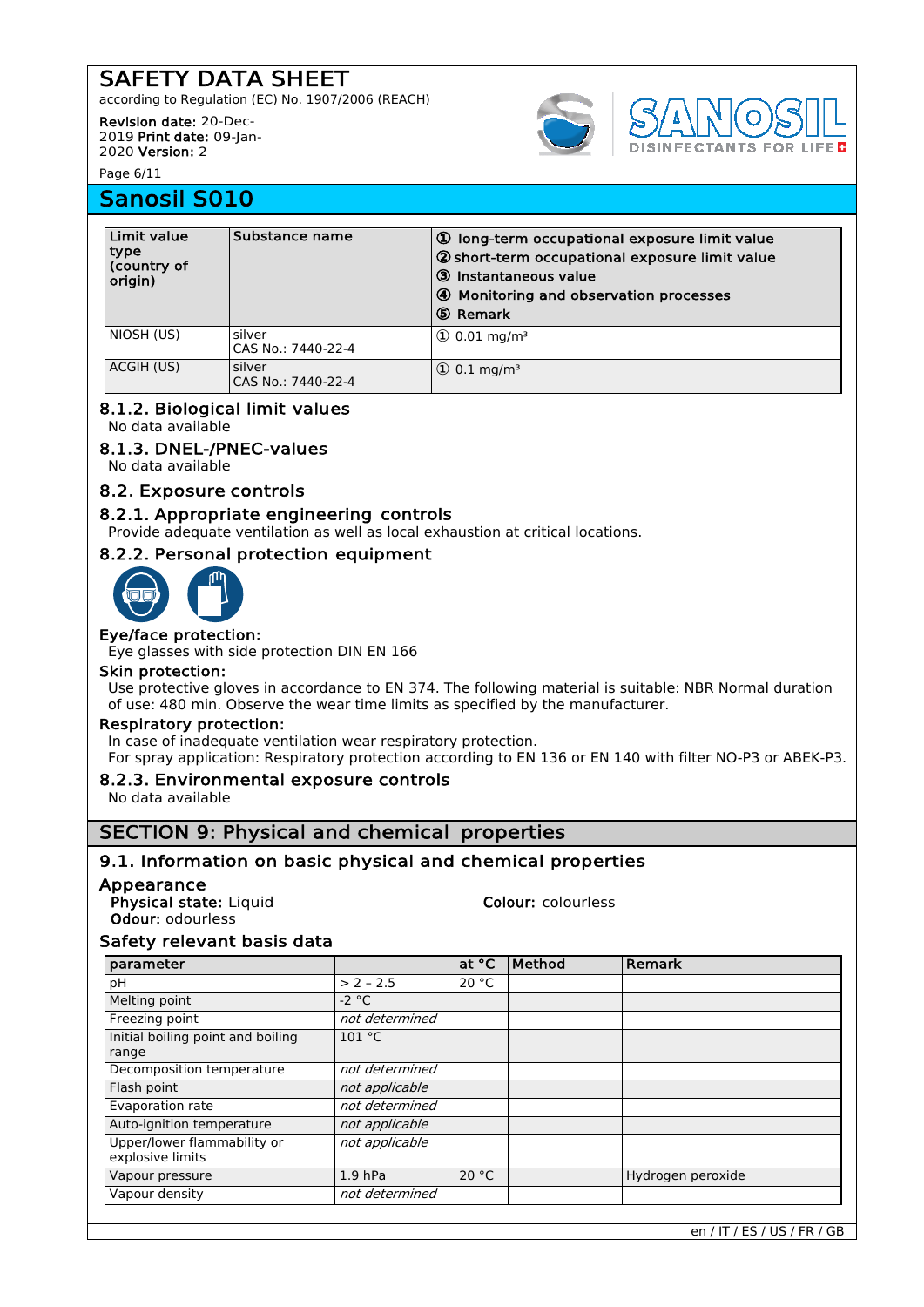## Sanosil S010

| Limit value type (country of origin) | Substance name | ① long-term occupational exposure limit value<br>② short-term occupational exposure limit value<br>③ Instantaneous value<br>④ Monitoring and observation processes<br>⑤ Remark |
|---|---|---|
| NIOSH (US) | silver<br>CAS No.: 7440-22-4 | ① 0.01 mg/m³ |
| ACGIH (US) | silver<br>CAS No.: 7440-22-4 | ① 0.1 mg/m³ |

### 8.1.2. Biological limit values

No data available

### 8.1.3. DNEL-/PNEC-values

No data available

### 8.2. Exposure controls

### 8.2.1. Appropriate engineering controls

Provide adequate ventilation as well as local exhaustion at critical locations.

### 8.2.2. Personal protection equipment

**Eye/face protection:**

Eye glasses with side protection DIN EN 166

**Skin protection:**

Use protective gloves in accordance to EN 374. The following material is suitable: NBR Normal duration of use: 480 min. Observe the wear time limits as specified by the manufacturer.

**Respiratory protection:**

In case of inadequate ventilation wear respiratory protection.
For spray application: Respiratory protection according to EN 136 or EN 140 with filter NO-P3 or ABEK-P3.

### 8.2.3. Environmental exposure controls

No data available

## SECTION 9: Physical and chemical properties

### 9.1. Information on basic physical and chemical properties

**Appearance**

**Physical state:** Liquid

**Colour:** colourless

**Odour:** odourless

**Safety relevant basis data**

| parameter | | at °C | Method | Remark |
|---|---|---|---|---|
| pH | > 2 – 2.5 | 20 °C | | |
| Melting point | -2 °C | | | |
| Freezing point | *not determined* | | | |
| Initial boiling point and boiling range | 101 °C | | | |
| Decomposition temperature | *not determined* | | | |
| Flash point | *not applicable* | | | |
| Evaporation rate | *not determined* | | | |
| Auto-ignition temperature | *not applicable* | | | |
| Upper/lower flammability or explosive limits | *not applicable* | | | |
| Vapour pressure | 1.9 hPa | 20 °C | | Hydrogen peroxide |
| Vapour density | *not determined* | | | |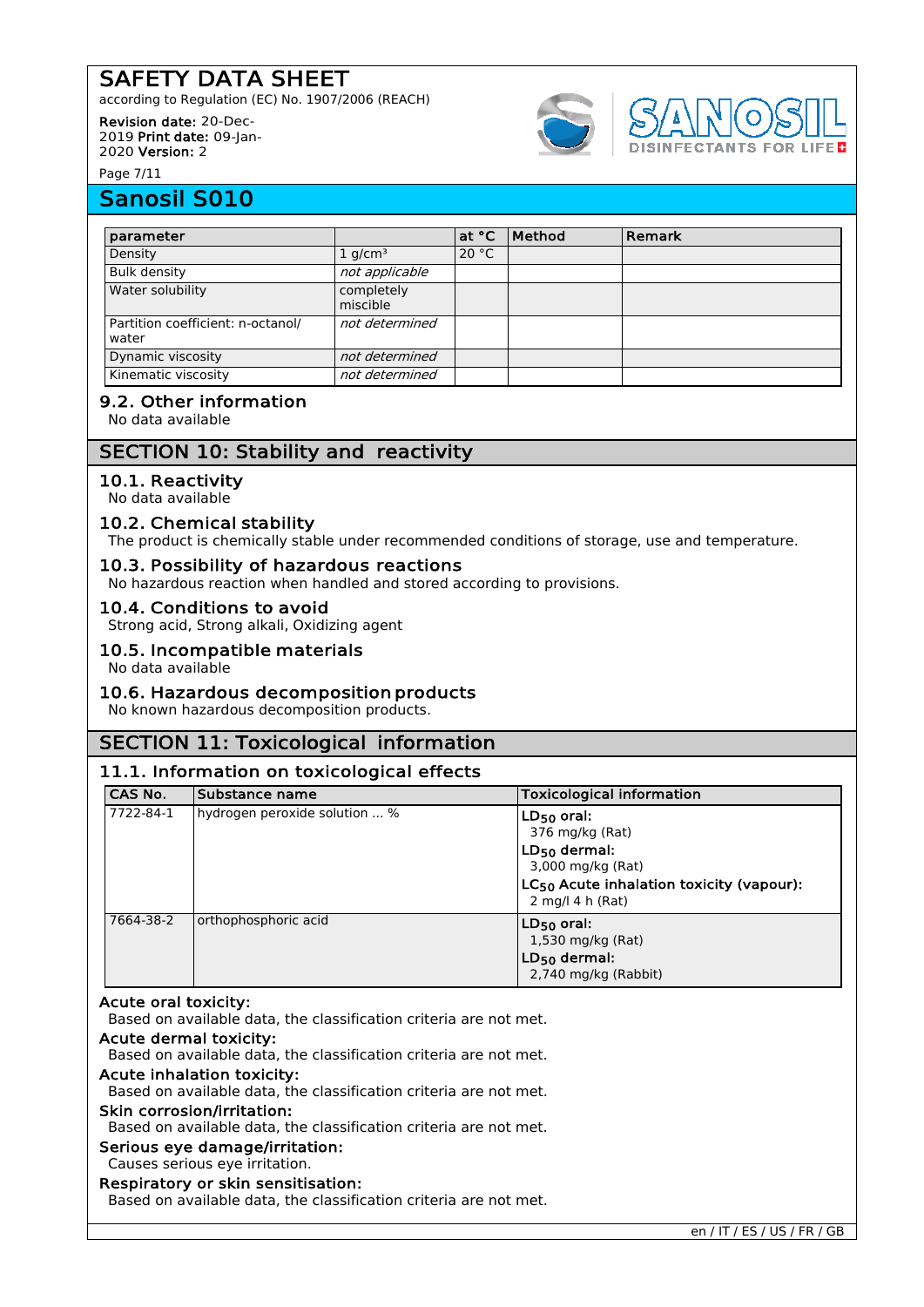| parameter | | at °C | Method | Remark |
|---|---|---|---|---|
| Density | 1 g/cm³ | 20 °C | | |
| Bulk density | *not applicable* | | | |
| Water solubility | completely miscible | | | |
| Partition coefficient: n-octanol/ water | *not determined* | | | |
| Dynamic viscosity | *not determined* | | | |
| Kinematic viscosity | *not determined* | | | |

### 9.2. Other information

No data available

## SECTION 10: Stability and reactivity

### 10.1. Reactivity

No data available

### 10.2. Chemical stability

The product is chemically stable under recommended conditions of storage, use and temperature.

### 10.3. Possibility of hazardous reactions

No hazardous reaction when handled and stored according to provisions.

### 10.4. Conditions to avoid

Strong acid, Strong alkali, Oxidizing agent

### 10.5. Incompatible materials

No data available

### 10.6. Hazardous decomposition products

No known hazardous decomposition products.

## SECTION 11: Toxicological information

### 11.1. Information on toxicological effects

| CAS No. | Substance name | Toxicological information |
|---|---|---|
| 7722-84-1 | hydrogen peroxide solution ... % | **$LD_{50}$ oral:** 376 mg/kg (Rat)<br>**$LD_{50}$ dermal:** 3,000 mg/kg (Rat)<br>**$LC_{50}$ Acute inhalation toxicity (vapour):** 2 mg/l 4 h (Rat) |
| 7664-38-2 | orthophosphoric acid | **$LD_{50}$ oral:** 1,530 mg/kg (Rat)<br>**$LD_{50}$ dermal:** 2,740 mg/kg (Rabbit) |

**Acute oral toxicity:**
Based on available data, the classification criteria are not met.

**Acute dermal toxicity:**
Based on available data, the classification criteria are not met.

**Acute inhalation toxicity:**
Based on available data, the classification criteria are not met.

**Skin corrosion/irritation:**
Based on available data, the classification criteria are not met.

**Serious eye damage/irritation:**
Causes serious eye irritation.

**Respiratory or skin sensitisation:**
Based on available data, the classification criteria are not met.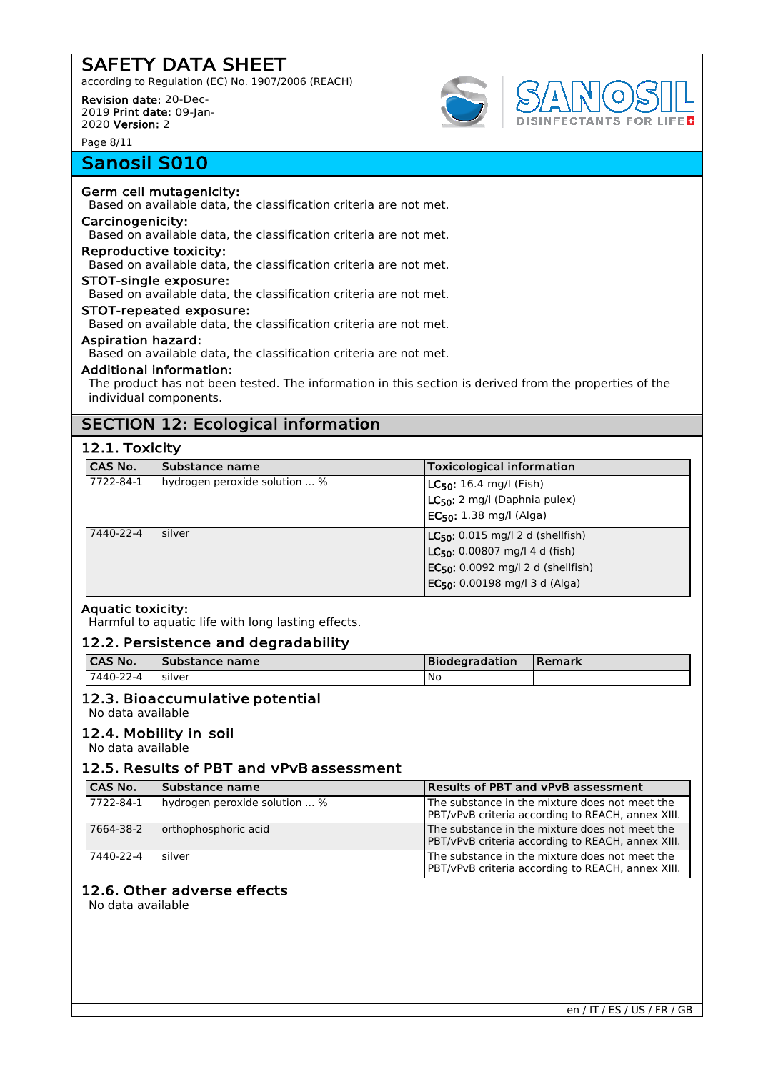**Germ cell mutagenicity:**
Based on available data, the classification criteria are not met.

**Carcinogenicity:**
Based on available data, the classification criteria are not met.

**Reproductive toxicity:**
Based on available data, the classification criteria are not met.

**STOT-single exposure:**
Based on available data, the classification criteria are not met.

**STOT-repeated exposure:**
Based on available data, the classification criteria are not met.

**Aspiration hazard:**
Based on available data, the classification criteria are not met.

**Additional information:**
The product has not been tested. The information in this section is derived from the properties of the individual components.

## SECTION 12: Ecological information

### 12.1. Toxicity

| CAS No. | Substance name | Toxicological information |
|---|---|---|
| 7722-84-1 | hydrogen peroxide solution ... % | **$LC_{50}$:** 16.4 mg/l (Fish)<br>**$LC_{50}$:** 2 mg/l (Daphnia pulex)<br>**$EC_{50}$:** 1.38 mg/l (Alga) |
| 7440-22-4 | silver | **$LC_{50}$:** 0.015 mg/l 2 d (shellfish)<br>**$LC_{50}$:** 0.00807 mg/l 4 d (fish)<br>**$EC_{50}$:** 0.0092 mg/l 2 d (shellfish)<br>**$EC_{50}$:** 0.00198 mg/l 3 d (Alga) |

**Aquatic toxicity:**
Harmful to aquatic life with long lasting effects.

### 12.2. Persistence and degradability

| CAS No. | Substance name | Biodegradation | Remark |
|---|---|---|---|
| 7440-22-4 | silver | No | |

### 12.3. Bioaccumulative potential
No data available

### 12.4. Mobility in soil
No data available

### 12.5. Results of PBT and vPvB assessment

| CAS No. | Substance name | Results of PBT and vPvB assessment |
|---|---|---|
| 7722-84-1 | hydrogen peroxide solution ... % | The substance in the mixture does not meet the PBT/vPvB criteria according to REACH, annex XIII. |
| 7664-38-2 | orthophosphoric acid | The substance in the mixture does not meet the PBT/vPvB criteria according to REACH, annex XIII. |
| 7440-22-4 | silver | The substance in the mixture does not meet the PBT/vPvB criteria according to REACH, annex XIII. |

### 12.6. Other adverse effects
No data available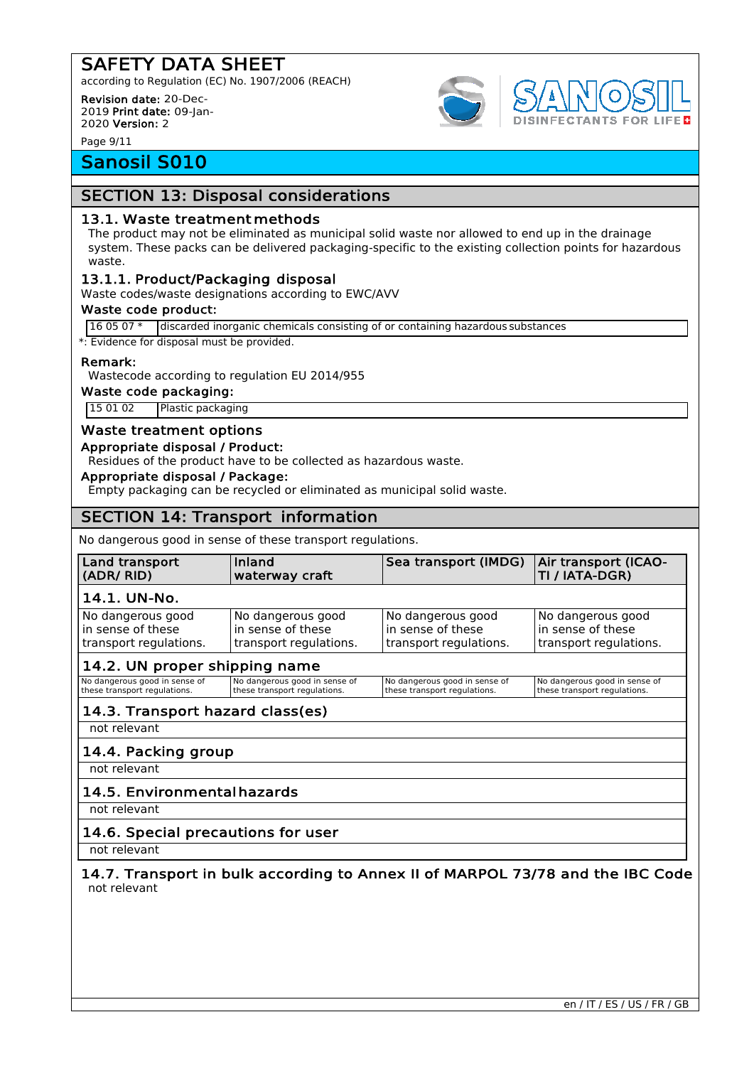# SAFETY DATA SHEET

according to Regulation (EC) No. 1907/2006 (REACH)

**Revision date:** 20-Dec-2019 **Print date:** 09-Jan-2020 **Version:** 2

## Sanosil S010

## SECTION 13: Disposal considerations

### 13.1. Waste treatment methods

The product may not be eliminated as municipal solid waste nor allowed to end up in the drainage system. These packs can be delivered packaging-specific to the existing collection points for hazardous waste.

### 13.1.1. Product/Packaging disposal

Waste codes/waste designations according to EWC/AVV

**Waste code product:**

| | |
|---|---|
| 16 05 07 * | discarded inorganic chemicals consisting of or containing hazardous substances |

*: Evidence for disposal must be provided.

**Remark:**

Wastecode according to regulation EU 2014/955

**Waste code packaging:**

| | |
|---|---|
| 15 01 02 | Plastic packaging |

### Waste treatment options

**Appropriate disposal / Product:**

Residues of the product have to be collected as hazardous waste.

**Appropriate disposal / Package:**

Empty packaging can be recycled or eliminated as municipal solid waste.

## SECTION 14: Transport information

No dangerous good in sense of these transport regulations.

| Land transport (ADR/ RID) | Inland waterway craft | Sea transport (IMDG) | Air transport (ICAO-TI / IATA-DGR) |
|---|---|---|---|
| **14.1. UN-No.** | | | |
| No dangerous good in sense of these transport regulations. | No dangerous good in sense of these transport regulations. | No dangerous good in sense of these transport regulations. | No dangerous good in sense of these transport regulations. |
| **14.2. UN proper shipping name** | | | |
| No dangerous good in sense of these transport regulations. | No dangerous good in sense of these transport regulations. | No dangerous good in sense of these transport regulations. | No dangerous good in sense of these transport regulations. |
| **14.3. Transport hazard class(es)** | | | |
| not relevant | | | |
| **14.4. Packing group** | | | |
| not relevant | | | |
| **14.5. Environmental hazards** | | | |
| not relevant | | | |
| **14.6. Special precautions for user** | | | |
| not relevant | | | |

### 14.7. Transport in bulk according to Annex II of MARPOL 73/78 and the IBC Code

not relevant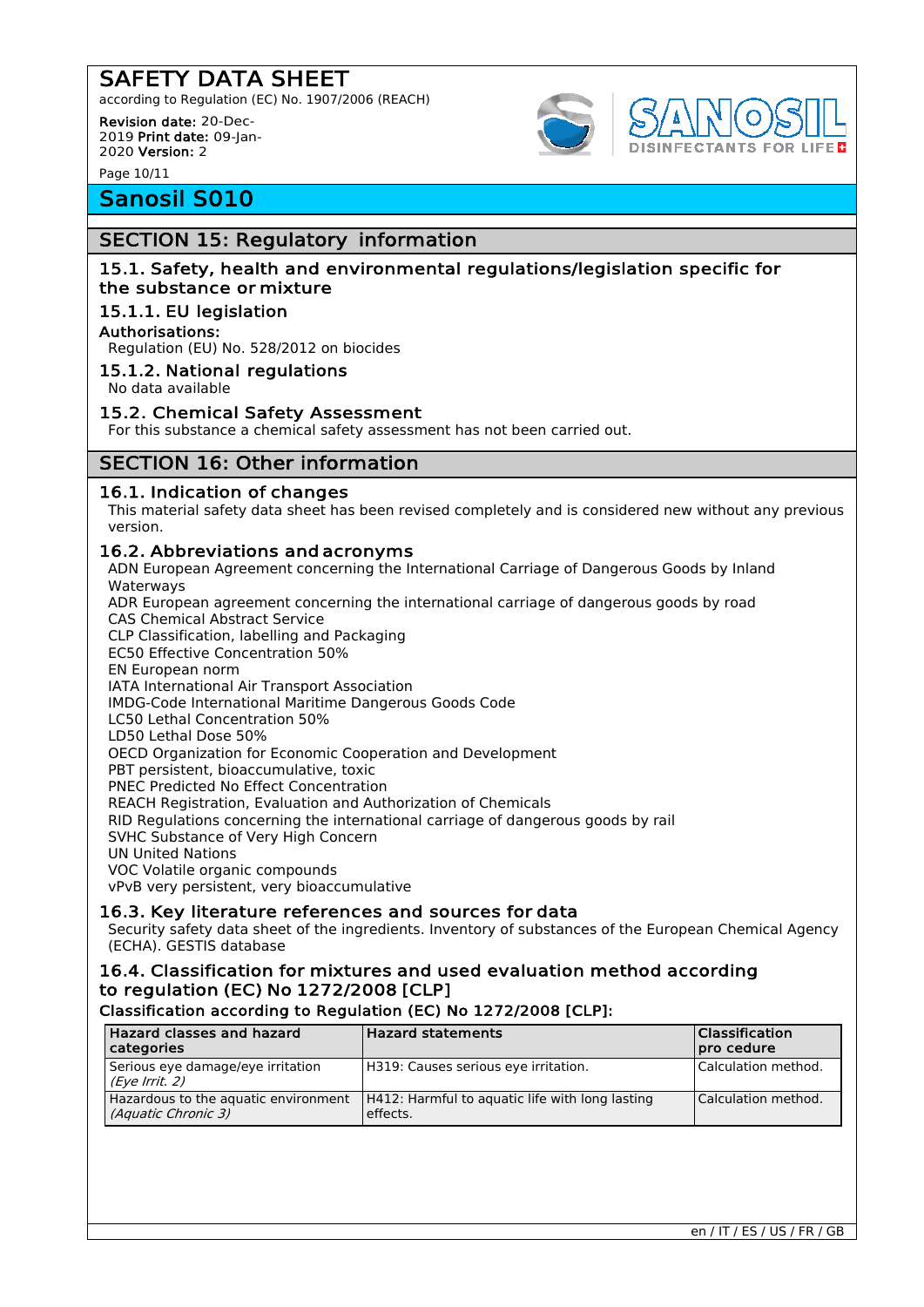## SECTION 15: Regulatory information

### 15.1. Safety, health and environmental regulations/legislation specific for the substance or mixture

#### 15.1.1. EU legislation

**Authorisations:**

Regulation (EU) No. 528/2012 on biocides

#### 15.1.2. National regulations

No data available

### 15.2. Chemical Safety Assessment

For this substance a chemical safety assessment has not been carried out.

## SECTION 16: Other information

### 16.1. Indication of changes

This material safety data sheet has been revised completely and is considered new without any previous version.

### 16.2. Abbreviations and acronyms

ADN European Agreement concerning the International Carriage of Dangerous Goods by Inland Waterways
ADR European agreement concerning the international carriage of dangerous goods by road
CAS Chemical Abstract Service
CLP Classification, labelling and Packaging
EC50 Effective Concentration 50%
EN European norm
IATA International Air Transport Association
IMDG-Code International Maritime Dangerous Goods Code
LC50 Lethal Concentration 50%
LD50 Lethal Dose 50%
OECD Organization for Economic Cooperation and Development
PBT persistent, bioaccumulative, toxic
PNEC Predicted No Effect Concentration
REACH Registration, Evaluation and Authorization of Chemicals
RID Regulations concerning the international carriage of dangerous goods by rail
SVHC Substance of Very High Concern
UN United Nations
VOC Volatile organic compounds
vPvB very persistent, very bioaccumulative

### 16.3. Key literature references and sources for data

Security safety data sheet of the ingredients. Inventory of substances of the European Chemical Agency (ECHA). GESTIS database

### 16.4. Classification for mixtures and used evaluation method according to regulation (EC) No 1272/2008 [CLP]

**Classification according to Regulation (EC) No 1272/2008 [CLP]:**

| Hazard classes and hazard categories | Hazard statements | Classification pro cedure |
|---|---|---|
| Serious eye damage/eye irritation *(Eye Irrit. 2)* | H319: Causes serious eye irritation. | Calculation method. |
| Hazardous to the aquatic environment *(Aquatic Chronic 3)* | H412: Harmful to aquatic life with long lasting effects. | Calculation method. |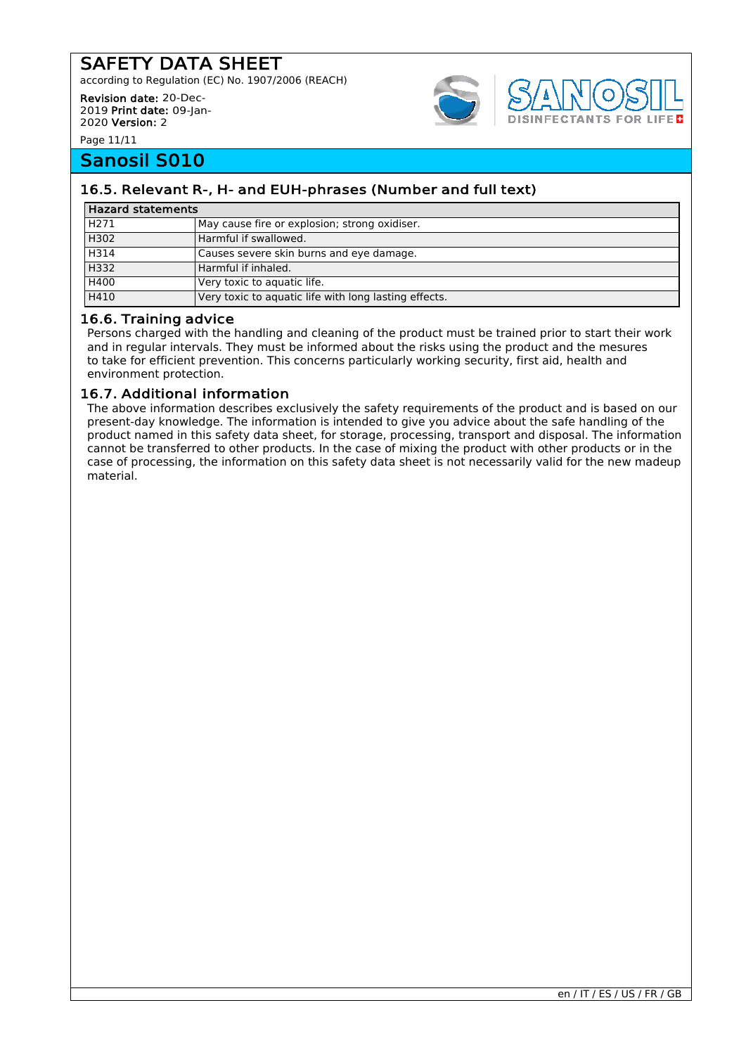## Sanosil S010

### 16.5. Relevant R-, H- and EUH-phrases (Number and full text)

| Hazard statements | |
|---|---|
| H271 | May cause fire or explosion; strong oxidiser. |
| H302 | Harmful if swallowed. |
| H314 | Causes severe skin burns and eye damage. |
| H332 | Harmful if inhaled. |
| H400 | Very toxic to aquatic life. |
| H410 | Very toxic to aquatic life with long lasting effects. |

### 16.6. Training advice

Persons charged with the handling and cleaning of the product must be trained prior to start their work and in regular intervals. They must be informed about the risks using the product and the mesures to take for efficient prevention. This concerns particularly working security, first aid, health and environment protection.

### 16.7. Additional information

The above information describes exclusively the safety requirements of the product and is based on our present-day knowledge. The information is intended to give you advice about the safe handling of the product named in this safety data sheet, for storage, processing, transport and disposal. The information cannot be transferred to other products. In the case of mixing the product with other products or in the case of processing, the information on this safety data sheet is not necessarily valid for the new madeup material.